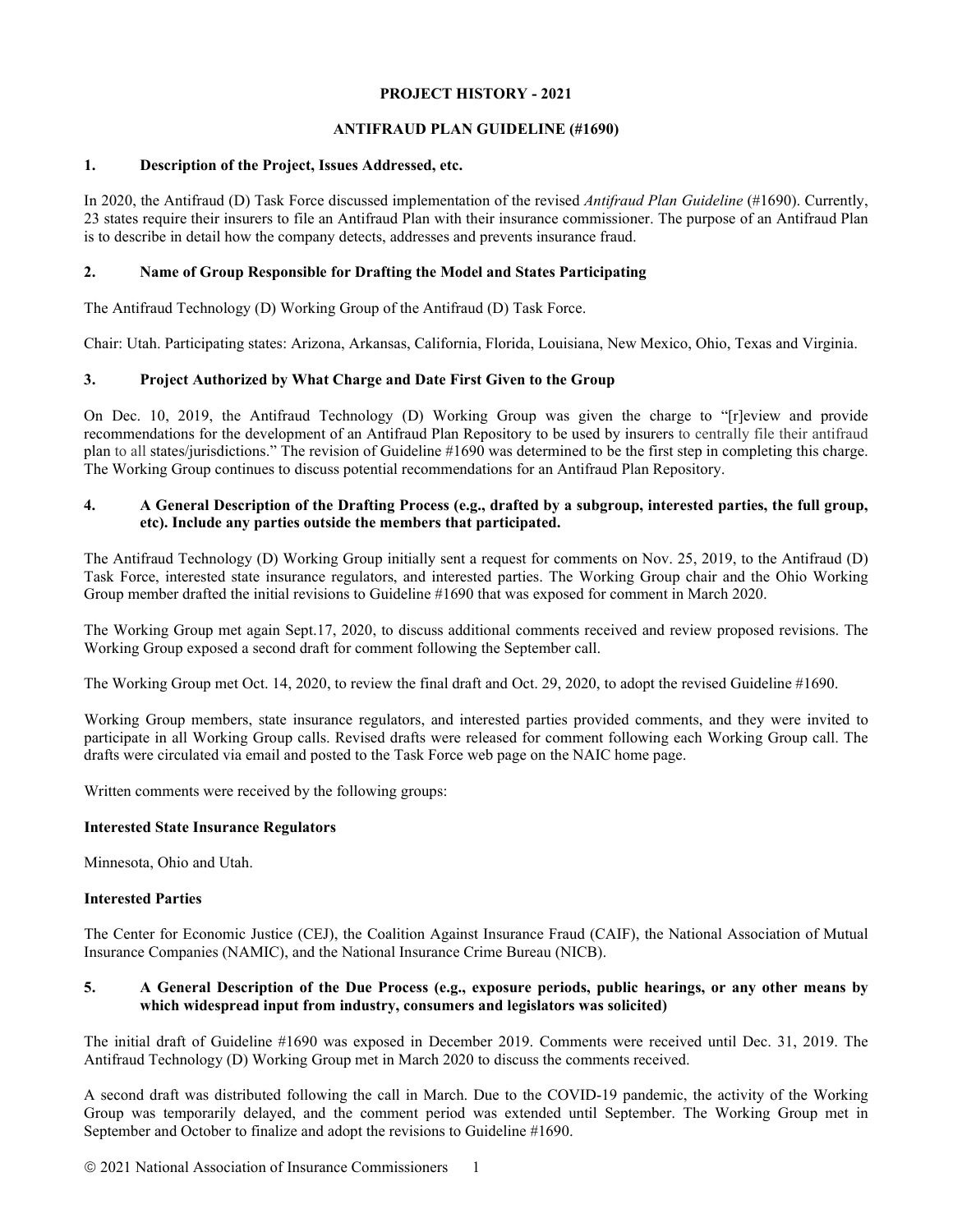**PROJECT HISTORY - 2021**

**ANTIFRAUD PLAN GUIDELINE (#1690)**

## 1. Description of the Project, Issues Addressed, etc.

In 2020, the Antifraud (D) Task Force discussed implementation of the revised *Antifraud Plan Guideline* (#1690). Currently, 23 states require their insurers to file an Antifraud Plan with their insurance commissioner. The purpose of an Antifraud Plan is to describe in detail how the company detects, addresses and prevents insurance fraud.

## 2. Name of Group Responsible for Drafting the Model and States Participating

The Antifraud Technology (D) Working Group of the Antifraud (D) Task Force.

Chair: Utah. Participating states: Arizona, Arkansas, California, Florida, Louisiana, New Mexico, Ohio, Texas and Virginia.

## 3. Project Authorized by What Charge and Date First Given to the Group

On Dec. 10, 2019, the Antifraud Technology (D) Working Group was given the charge to "[r]eview and provide recommendations for the development of an Antifraud Plan Repository to be used by insurers to centrally file their antifraud plan to all states/jurisdictions." The revision of Guideline #1690 was determined to be the first step in completing this charge. The Working Group continues to discuss potential recommendations for an Antifraud Plan Repository.

## 4. A General Description of the Drafting Process (e.g., drafted by a subgroup, interested parties, the full group, etc). Include any parties outside the members that participated.

The Antifraud Technology (D) Working Group initially sent a request for comments on Nov. 25, 2019, to the Antifraud (D) Task Force, interested state insurance regulators, and interested parties. The Working Group chair and the Ohio Working Group member drafted the initial revisions to Guideline #1690 that was exposed for comment in March 2020.

The Working Group met again Sept.17, 2020, to discuss additional comments received and review proposed revisions. The Working Group exposed a second draft for comment following the September call.

The Working Group met Oct. 14, 2020, to review the final draft and Oct. 29, 2020, to adopt the revised Guideline #1690.

Working Group members, state insurance regulators, and interested parties provided comments, and they were invited to participate in all Working Group calls. Revised drafts were released for comment following each Working Group call. The drafts were circulated via email and posted to the Task Force web page on the NAIC home page.

Written comments were received by the following groups:

**Interested State Insurance Regulators**

Minnesota, Ohio and Utah.

**Interested Parties**

The Center for Economic Justice (CEJ), the Coalition Against Insurance Fraud (CAIF), the National Association of Mutual Insurance Companies (NAMIC), and the National Insurance Crime Bureau (NICB).

## 5. A General Description of the Due Process (e.g., exposure periods, public hearings, or any other means by which widespread input from industry, consumers and legislators was solicited)

The initial draft of Guideline #1690 was exposed in December 2019. Comments were received until Dec. 31, 2019. The Antifraud Technology (D) Working Group met in March 2020 to discuss the comments received.

A second draft was distributed following the call in March. Due to the COVID-19 pandemic, the activity of the Working Group was temporarily delayed, and the comment period was extended until September. The Working Group met in September and October to finalize and adopt the revisions to Guideline #1690.

© 2021 National Association of Insurance Commissioners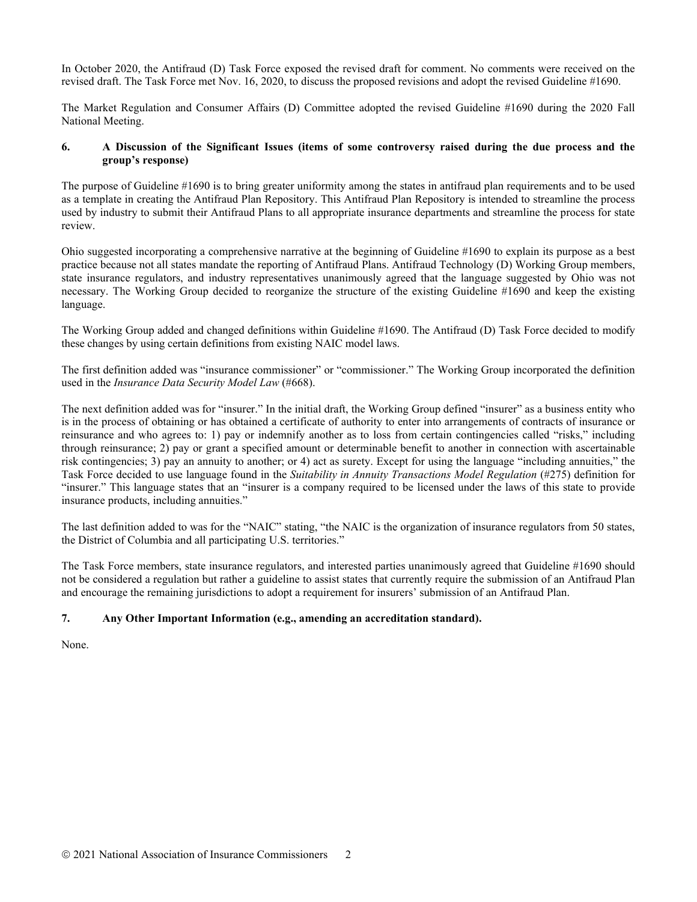In October 2020, the Antifraud (D) Task Force exposed the revised draft for comment. No comments were received on the revised draft. The Task Force met Nov. 16, 2020, to discuss the proposed revisions and adopt the revised Guideline #1690.

The Market Regulation and Consumer Affairs (D) Committee adopted the revised Guideline #1690 during the 2020 Fall National Meeting.

**6. A Discussion of the Significant Issues (items of some controversy raised during the due process and the group's response)**

The purpose of Guideline #1690 is to bring greater uniformity among the states in antifraud plan requirements and to be used as a template in creating the Antifraud Plan Repository. This Antifraud Plan Repository is intended to streamline the process used by industry to submit their Antifraud Plans to all appropriate insurance departments and streamline the process for state review.

Ohio suggested incorporating a comprehensive narrative at the beginning of Guideline #1690 to explain its purpose as a best practice because not all states mandate the reporting of Antifraud Plans. Antifraud Technology (D) Working Group members, state insurance regulators, and industry representatives unanimously agreed that the language suggested by Ohio was not necessary. The Working Group decided to reorganize the structure of the existing Guideline #1690 and keep the existing language.

The Working Group added and changed definitions within Guideline #1690. The Antifraud (D) Task Force decided to modify these changes by using certain definitions from existing NAIC model laws.

The first definition added was "insurance commissioner" or "commissioner." The Working Group incorporated the definition used in the *Insurance Data Security Model Law* (#668).

The next definition added was for "insurer." In the initial draft, the Working Group defined "insurer" as a business entity who is in the process of obtaining or has obtained a certificate of authority to enter into arrangements of contracts of insurance or reinsurance and who agrees to: 1) pay or indemnify another as to loss from certain contingencies called "risks," including through reinsurance; 2) pay or grant a specified amount or determinable benefit to another in connection with ascertainable risk contingencies; 3) pay an annuity to another; or 4) act as surety. Except for using the language "including annuities," the Task Force decided to use language found in the *Suitability in Annuity Transactions Model Regulation* (#275) definition for "insurer." This language states that an "insurer is a company required to be licensed under the laws of this state to provide insurance products, including annuities."

The last definition added to was for the "NAIC" stating, "the NAIC is the organization of insurance regulators from 50 states, the District of Columbia and all participating U.S. territories."

The Task Force members, state insurance regulators, and interested parties unanimously agreed that Guideline #1690 should not be considered a regulation but rather a guideline to assist states that currently require the submission of an Antifraud Plan and encourage the remaining jurisdictions to adopt a requirement for insurers' submission of an Antifraud Plan.

**7. Any Other Important Information (e.g., amending an accreditation standard).**

None.